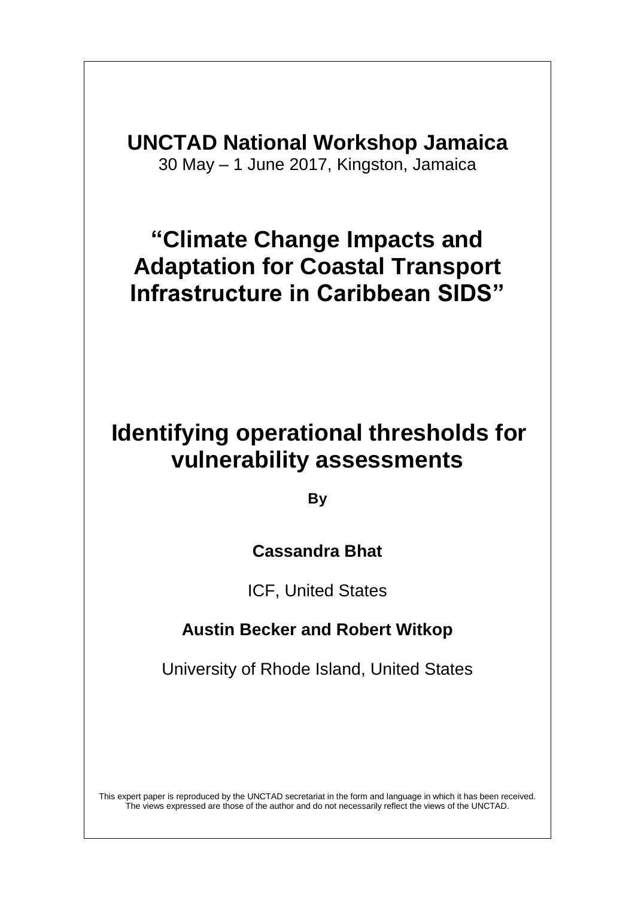# UNCTAD National Workshop Jamaica

30 May – 1 June 2017, Kingston, Jamaica

# "Climate Change Impacts and Adaptation for Coastal Transport Infrastructure in Caribbean SIDS"

# Identifying operational thresholds for vulnerability assessments

**By**

**Cassandra Bhat**

ICF, United States

**Austin Becker and Robert Witkop**

University of Rhode Island, United States

This expert paper is reproduced by the UNCTAD secretariat in the form and language in which it has been received. The views expressed are those of the author and do not necessarily reflect the views of the UNCTAD.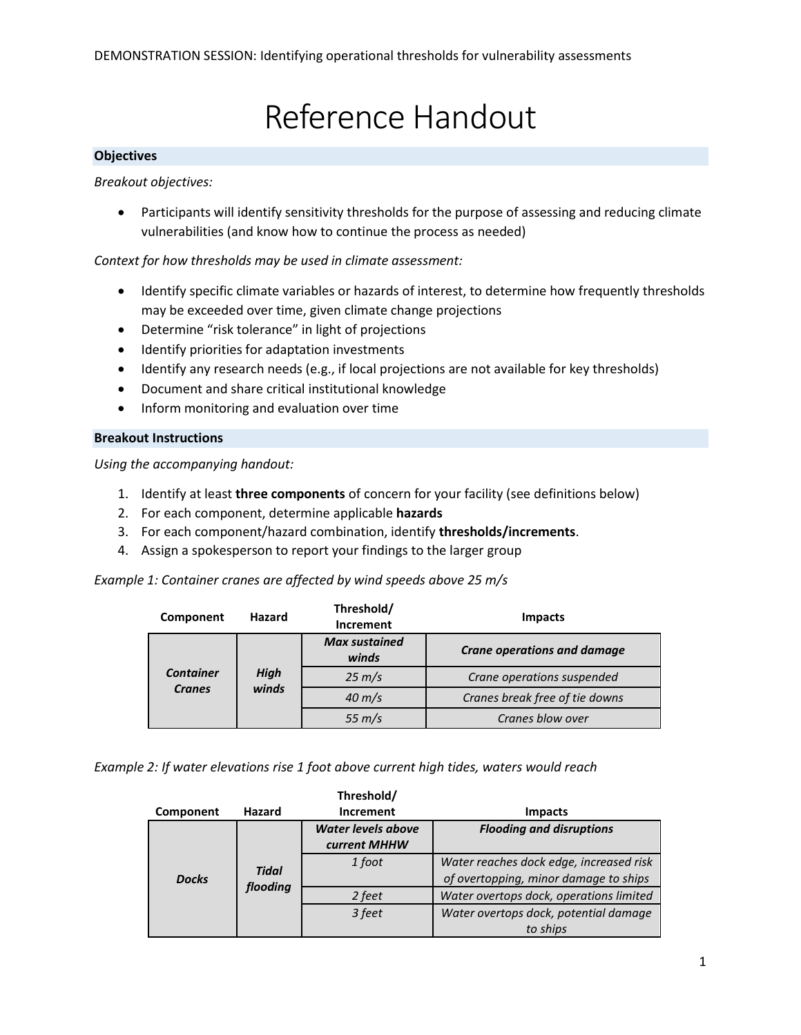# Reference Handout

## Objectives

*Breakout objectives:*

- Participants will identify sensitivity thresholds for the purpose of assessing and reducing climate vulnerabilities (and know how to continue the process as needed)

*Context for how thresholds may be used in climate assessment:*

- Identify specific climate variables or hazards of interest, to determine how frequently thresholds may be exceeded over time, given climate change projections
- Determine "risk tolerance" in light of projections
- Identify priorities for adaptation investments
- Identify any research needs (e.g., if local projections are not available for key thresholds)
- Document and share critical institutional knowledge
- Inform monitoring and evaluation over time

## Breakout Instructions

*Using the accompanying handout:*

1. Identify at least **three components** of concern for your facility (see definitions below)
2. For each component, determine applicable **hazards**
3. For each component/hazard combination, identify **thresholds/increments**.
4. Assign a spokesperson to report your findings to the larger group

*Example 1: Container cranes are affected by wind speeds above 25 m/s*

| Component | Hazard | Threshold/ Increment | Impacts |
|---|---|---|---|
| ***Container Cranes*** | ***High winds*** | ***Max sustained winds*** | ***Crane operations and damage*** |
| | | *25 m/s* | *Crane operations suspended* |
| | | *40 m/s* | *Cranes break free of tie downs* |
| | | *55 m/s* | *Cranes blow over* |

*Example 2: If water elevations rise 1 foot above current high tides, waters would reach*

| Component | Hazard | Threshold/ Increment | Impacts |
|---|---|---|---|
| ***Docks*** | ***Tidal flooding*** | ***Water levels above current MHHW*** | ***Flooding and disruptions*** |
| | | *1 foot* | *Water reaches dock edge, increased risk of overtopping, minor damage to ships* |
| | | *2 feet* | *Water overtops dock, operations limited* |
| | | *3 feet* | *Water overtops dock, potential damage to ships* |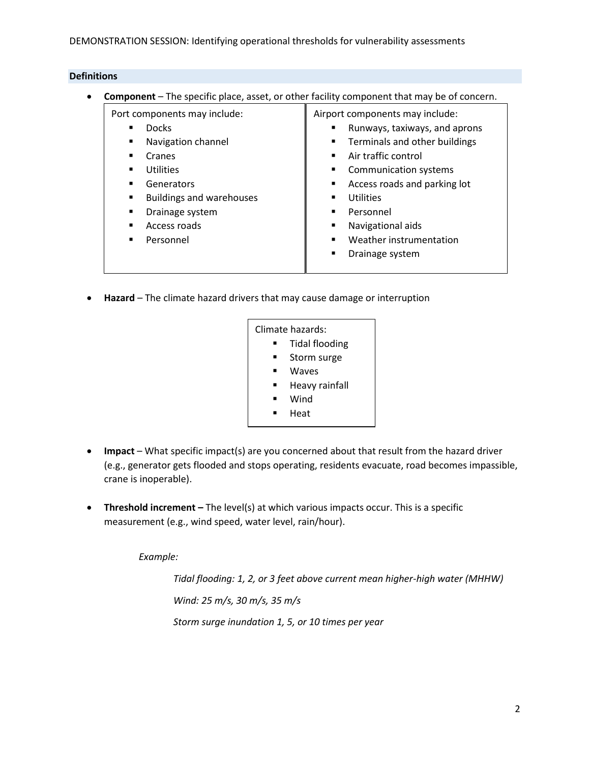## Definitions

- **Component** – The specific place, asset, or other facility component that may be of concern.

| Port components may include: | Airport components may include: |
|---|---|
| ▪ Docks<br>▪ Navigation channel<br>▪ Cranes<br>▪ Utilities<br>▪ Generators<br>▪ Buildings and warehouses<br>▪ Drainage system<br>▪ Access roads<br>▪ Personnel | ▪ Runways, taxiways, and aprons<br>▪ Terminals and other buildings<br>▪ Air traffic control<br>▪ Communication systems<br>▪ Access roads and parking lot<br>▪ Utilities<br>▪ Personnel<br>▪ Navigational aids<br>▪ Weather instrumentation<br>▪ Drainage system |

- **Hazard** – The climate hazard drivers that may cause damage or interruption

| Climate hazards: |
|---|
| ▪ Tidal flooding<br>▪ Storm surge<br>▪ Waves<br>▪ Heavy rainfall<br>▪ Wind<br>▪ Heat |

- **Impact** – What specific impact(s) are you concerned about that result from the hazard driver (e.g., generator gets flooded and stops operating, residents evacuate, road becomes impassible, crane is inoperable).

- **Threshold increment –** The level(s) at which various impacts occur. This is a specific measurement (e.g., wind speed, water level, rain/hour).

  *Example:*

  *Tidal flooding: 1, 2, or 3 feet above current mean higher-high water (MHHW)*

  *Wind: 25 m/s, 30 m/s, 35 m/s*

  *Storm surge inundation 1, 5, or 10 times per year*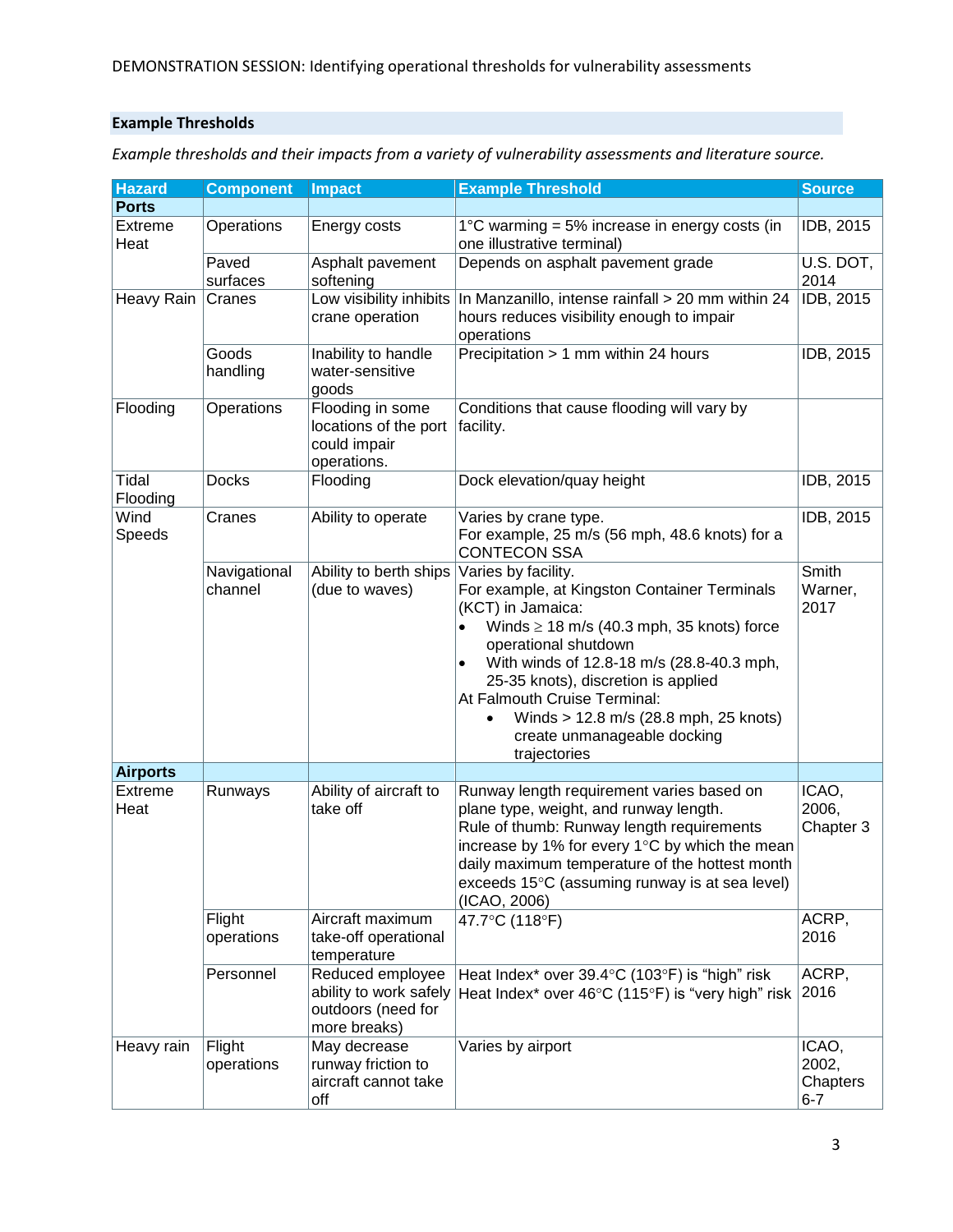DEMONSTRATION SESSION: Identifying operational thresholds for vulnerability assessments

### Example Thresholds

*Example thresholds and their impacts from a variety of vulnerability assessments and literature source.*

| Hazard | Component | Impact | Example Threshold | Source |
|---|---|---|---|---|
| **Ports** | | | | |
| Extreme Heat | Operations | Energy costs | 1°C warming = 5% increase in energy costs (in one illustrative terminal) | IDB, 2015 |
| | Paved surfaces | Asphalt pavement softening | Depends on asphalt pavement grade | U.S. DOT, 2014 |
| Heavy Rain | Cranes | Low visibility inhibits crane operation | In Manzanillo, intense rainfall > 20 mm within 24 hours reduces visibility enough to impair operations | IDB, 2015 |
| | Goods handling | Inability to handle water-sensitive goods | Precipitation > 1 mm within 24 hours | IDB, 2015 |
| Flooding | Operations | Flooding in some locations of the port could impair operations. | Conditions that cause flooding will vary by facility. | |
| Tidal Flooding | Docks | Flooding | Dock elevation/quay height | IDB, 2015 |
| Wind Speeds | Cranes | Ability to operate | Varies by crane type.<br>For example, 25 m/s (56 mph, 48.6 knots) for a CONTECON SSA | IDB, 2015 |
| | Navigational channel | Ability to berth ships (due to waves) | Varies by facility.<br>For example, at Kingston Container Terminals (KCT) in Jamaica:<br>• Winds ≥ 18 m/s (40.3 mph, 35 knots) force operational shutdown<br>• With winds of 12.8-18 m/s (28.8-40.3 mph, 25-35 knots), discretion is applied<br>At Falmouth Cruise Terminal:<br>• Winds > 12.8 m/s (28.8 mph, 25 knots) create unmanageable docking trajectories | Smith Warner, 2017 |
| **Airports** | | | | |
| Extreme Heat | Runways | Ability of aircraft to take off | Runway length requirement varies based on plane type, weight, and runway length.<br>Rule of thumb: Runway length requirements increase by 1% for every 1°C by which the mean daily maximum temperature of the hottest month exceeds 15°C (assuming runway is at sea level) (ICAO, 2006) | ICAO, 2006, Chapter 3 |
| | Flight operations | Aircraft maximum take-off operational temperature | 47.7°C (118°F) | ACRP, 2016 |
| | Personnel | Reduced employee ability to work safely outdoors (need for more breaks) | Heat Index* over 39.4°C (103°F) is "high" risk<br>Heat Index* over 46°C (115°F) is "very high" risk | ACRP, 2016 |
| Heavy rain | Flight operations | May decrease runway friction to aircraft cannot take off | Varies by airport | ICAO, 2002, Chapters 6-7 |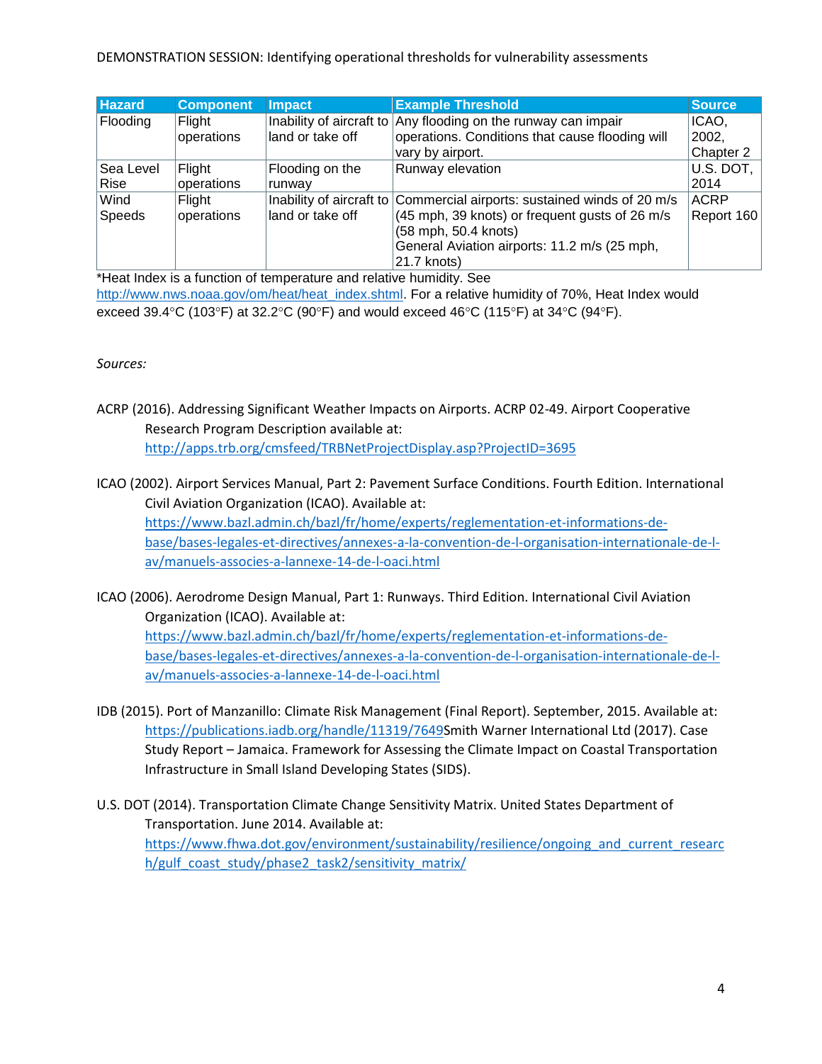| Hazard | Component | Impact | Example Threshold | Source |
|---|---|---|---|---|
| Flooding | Flight operations | Inability of aircraft to land or take off | Any flooding on the runway can impair operations. Conditions that cause flooding will vary by airport. | ICAO, 2002, Chapter 2 |
| Sea Level Rise | Flight operations | Flooding on the runway | Runway elevation | U.S. DOT, 2014 |
| Wind Speeds | Flight operations | Inability of aircraft to land or take off | Commercial airports: sustained winds of 20 m/s (45 mph, 39 knots) or frequent gusts of 26 m/s (58 mph, 50.4 knots)<br>General Aviation airports: 11.2 m/s (25 mph, 21.7 knots) | ACRP Report 160 |

*Heat Index is a function of temperature and relative humidity. See http://www.nws.noaa.gov/om/heat/heat_index.shtml. For a relative humidity of 70%, Heat Index would exceed 39.4°C (103°F) at 32.2°C (90°F) and would exceed 46°C (115°F) at 34°C (94°F).

*Sources:*

ACRP (2016). Addressing Significant Weather Impacts on Airports. ACRP 02-49. Airport Cooperative Research Program Description available at: http://apps.trb.org/cmsfeed/TRBNetProjectDisplay.asp?ProjectID=3695

ICAO (2002). Airport Services Manual, Part 2: Pavement Surface Conditions. Fourth Edition. International Civil Aviation Organization (ICAO). Available at: https://www.bazl.admin.ch/bazl/fr/home/experts/reglementation-et-informations-de-base/bases-legales-et-directives/annexes-a-la-convention-de-l-organisation-internationale-de-l-av/manuels-associes-a-lannexe-14-de-l-oaci.html

ICAO (2006). Aerodrome Design Manual, Part 1: Runways. Third Edition. International Civil Aviation Organization (ICAO). Available at: https://www.bazl.admin.ch/bazl/fr/home/experts/reglementation-et-informations-de-base/bases-legales-et-directives/annexes-a-la-convention-de-l-organisation-internationale-de-l-av/manuels-associes-a-lannexe-14-de-l-oaci.html

IDB (2015). Port of Manzanillo: Climate Risk Management (Final Report). September, 2015. Available at: https://publications.iadb.org/handle/11319/7649Smith Warner International Ltd (2017). Case Study Report – Jamaica. Framework for Assessing the Climate Impact on Coastal Transportation Infrastructure in Small Island Developing States (SIDS).

U.S. DOT (2014). Transportation Climate Change Sensitivity Matrix. United States Department of Transportation. June 2014. Available at: https://www.fhwa.dot.gov/environment/sustainability/resilience/ongoing_and_current_research/gulf_coast_study/phase2_task2/sensitivity_matrix/